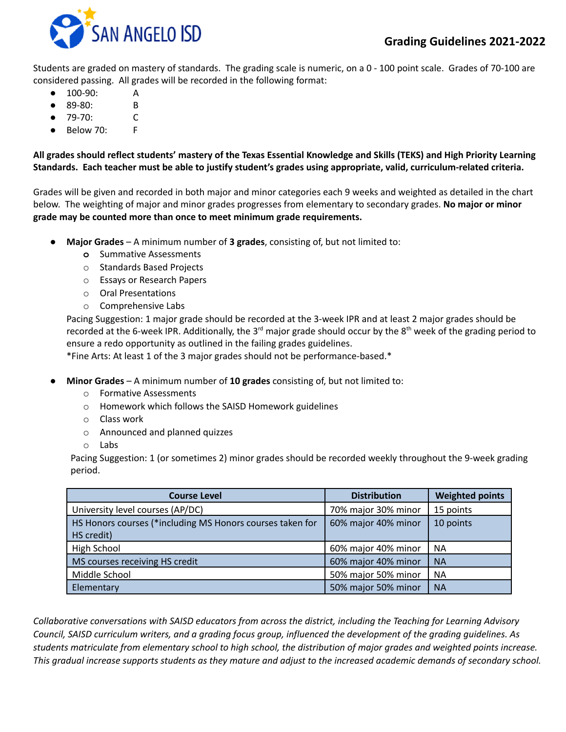# Grading Guidelines 2021-2022

Students are graded on mastery of standards. The grading scale is numeric, on a 0 - 100 point scale. Grades of 70-100 are considered passing. All grades will be recorded in the following format:

- 100-90: A
- 89-80: B
- 79-70: C
- Below 70: F

**All grades should reflect students' mastery of the Texas Essential Knowledge and Skills (TEKS) and High Priority Learning Standards. Each teacher must be able to justify student's grades using appropriate, valid, curriculum-related criteria.**

Grades will be given and recorded in both major and minor categories each 9 weeks and weighted as detailed in the chart below. The weighting of major and minor grades progresses from elementary to secondary grades. **No major or minor grade may be counted more than once to meet minimum grade requirements.**

- **Major Grades** – A minimum number of **3 grades**, consisting of, but not limited to:
  - Summative Assessments
  - Standards Based Projects
  - Essays or Research Papers
  - Oral Presentations
  - Comprehensive Labs

  Pacing Suggestion: 1 major grade should be recorded at the 3-week IPR and at least 2 major grades should be recorded at the 6-week IPR. Additionally, the 3rd major grade should occur by the 8th week of the grading period to ensure a redo opportunity as outlined in the failing grades guidelines.
  *Fine Arts: At least 1 of the 3 major grades should not be performance-based.*

- **Minor Grades** – A minimum number of **10 grades** consisting of, but not limited to:
  - Formative Assessments
  - Homework which follows the SAISD Homework guidelines
  - Class work
  - Announced and planned quizzes
  - Labs

  Pacing Suggestion: 1 (or sometimes 2) minor grades should be recorded weekly throughout the 9-week grading period.

| Course Level | Distribution | Weighted points |
|---|---|---|
| University level courses (AP/DC) | 70% major 30% minor | 15 points |
| HS Honors courses (*including MS Honors courses taken for HS credit) | 60% major 40% minor | 10 points |
| High School | 60% major 40% minor | NA |
| MS courses receiving HS credit | 60% major 40% minor | NA |
| Middle School | 50% major 50% minor | NA |
| Elementary | 50% major 50% minor | NA |

*Collaborative conversations with SAISD educators from across the district, including the Teaching for Learning Advisory Council, SAISD curriculum writers, and a grading focus group, influenced the development of the grading guidelines. As students matriculate from elementary school to high school, the distribution of major grades and weighted points increase. This gradual increase supports students as they mature and adjust to the increased academic demands of secondary school.*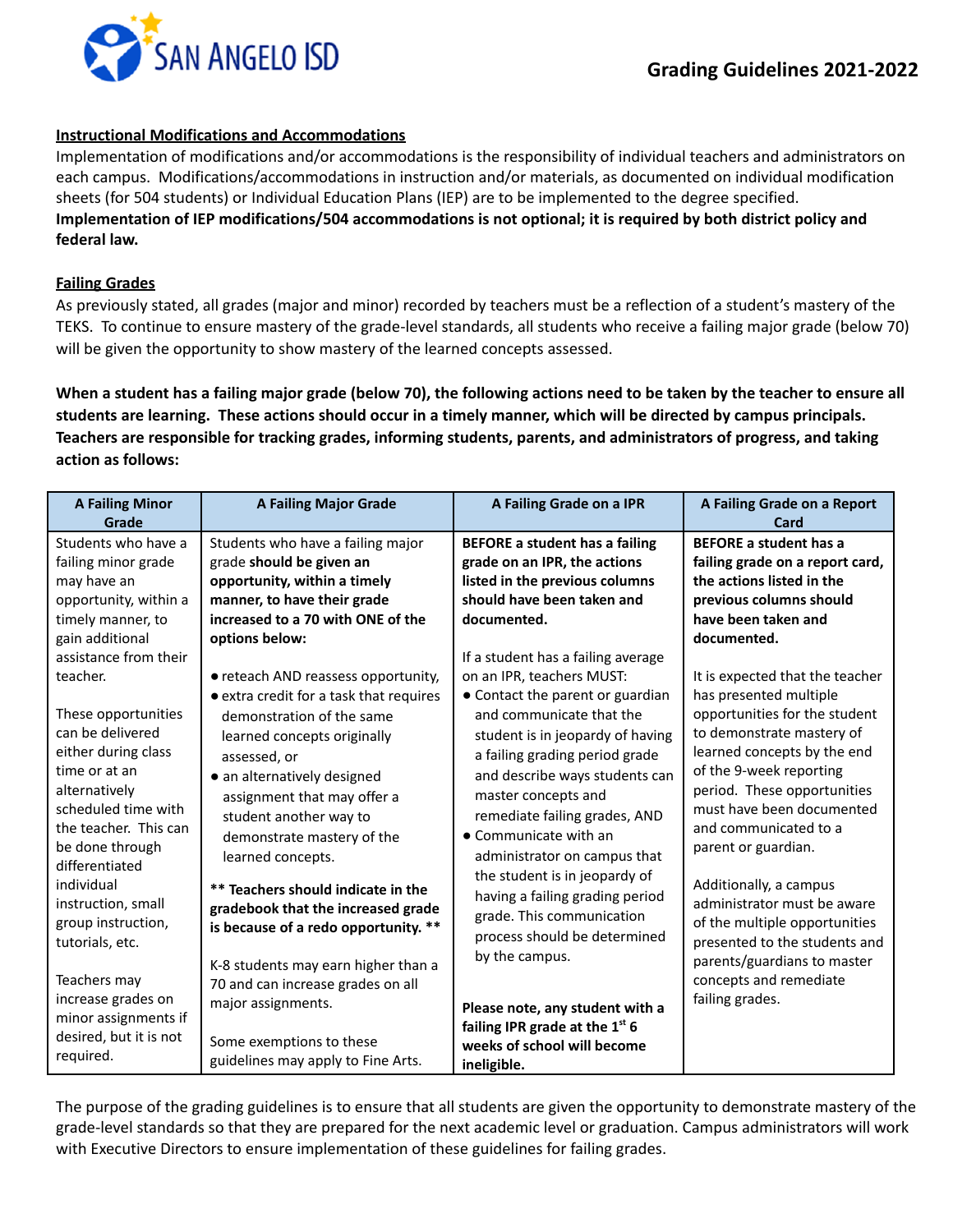## Instructional Modifications and Accommodations

Implementation of modifications and/or accommodations is the responsibility of individual teachers and administrators on each campus. Modifications/accommodations in instruction and/or materials, as documented on individual modification sheets (for 504 students) or Individual Education Plans (IEP) are to be implemented to the degree specified. **Implementation of IEP modifications/504 accommodations is not optional; it is required by both district policy and federal law.**

## Failing Grades

As previously stated, all grades (major and minor) recorded by teachers must be a reflection of a student's mastery of the TEKS. To continue to ensure mastery of the grade-level standards, all students who receive a failing major grade (below 70) will be given the opportunity to show mastery of the learned concepts assessed.

**When a student has a failing major grade (below 70), the following actions need to be taken by the teacher to ensure all students are learning. These actions should occur in a timely manner, which will be directed by campus principals. Teachers are responsible for tracking grades, informing students, parents, and administrators of progress, and taking action as follows:**

| A Failing Minor Grade | A Failing Major Grade | A Failing Grade on a IPR | A Failing Grade on a Report Card |
|---|---|---|---|
| Students who have a failing minor grade may have an opportunity, within a timely manner, to gain additional assistance from their teacher.<br><br>These opportunities can be delivered either during class time or at an alternatively scheduled time with the teacher. This can be done through differentiated individual instruction, small group instruction, tutorials, etc.<br><br>Teachers may increase grades on minor assignments if desired, but it is not required. | Students who have a failing major grade **should be given an opportunity, within a timely manner, to have their grade increased to a 70 with ONE of the options below:**<br><br>• reteach AND reassess opportunity,<br>• extra credit for a task that requires demonstration of the same learned concepts originally assessed, or<br>• an alternatively designed assignment that may offer a student another way to demonstrate mastery of the learned concepts.<br><br>**\*\* Teachers should indicate in the gradebook that the increased grade is because of a redo opportunity. \*\***<br><br>K-8 students may earn higher than a 70 and can increase grades on all major assignments.<br><br>Some exemptions to these guidelines may apply to Fine Arts. | **BEFORE a student has a failing grade on an IPR, the actions listed in the previous columns should have been taken and documented.**<br><br>If a student has a failing average on an IPR, teachers MUST:<br>• Contact the parent or guardian and communicate that the student is in jeopardy of having a failing grading period grade and describe ways students can master concepts and remediate failing grades, AND<br>• Communicate with an administrator on campus that the student is in jeopardy of having a failing grading period grade. This communication process should be determined by the campus.<br><br>**Please note, any student with a failing IPR grade at the 1st 6 weeks of school will become ineligible.** | **BEFORE a student has a failing grade on a report card, the actions listed in the previous columns should have been taken and documented.**<br><br>It is expected that the teacher has presented multiple opportunities for the student to demonstrate mastery of learned concepts by the end of the 9-week reporting period. These opportunities must have been documented and communicated to a parent or guardian.<br><br>Additionally, a campus administrator must be aware of the multiple opportunities presented to the students and parents/guardians to master concepts and remediate failing grades. |

The purpose of the grading guidelines is to ensure that all students are given the opportunity to demonstrate mastery of the grade-level standards so that they are prepared for the next academic level or graduation. Campus administrators will work with Executive Directors to ensure implementation of these guidelines for failing grades.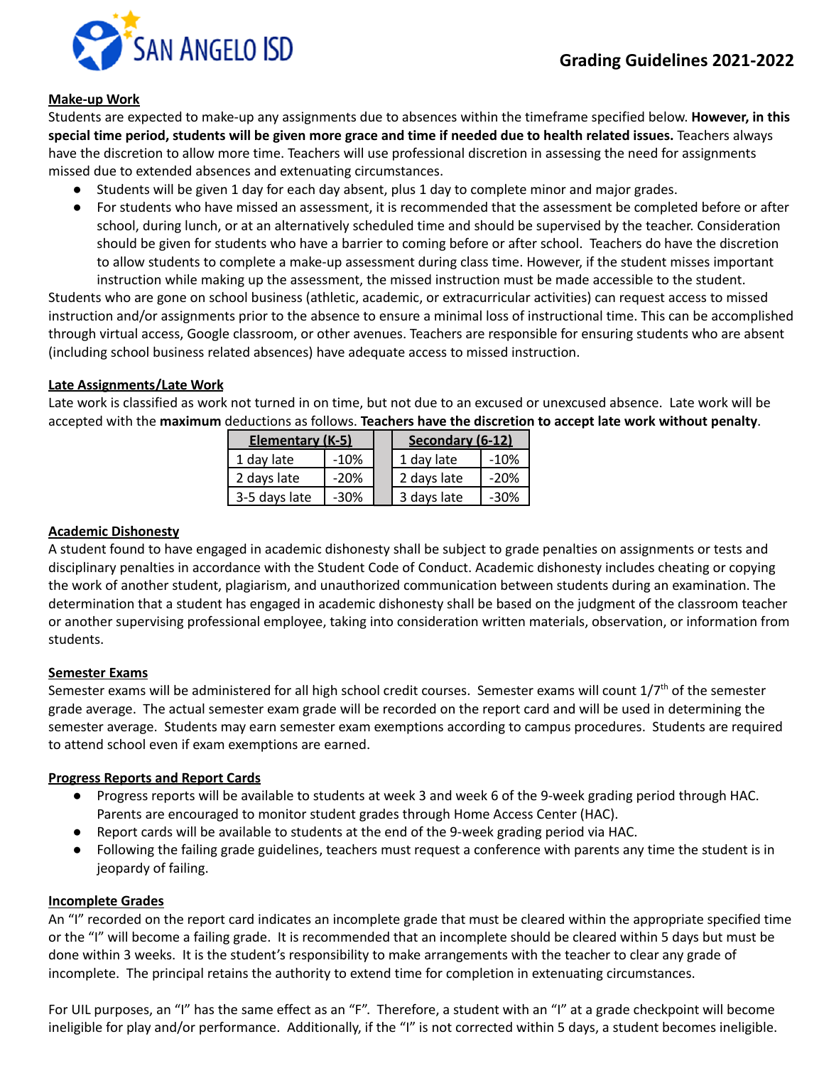**Make-up Work**

Students are expected to make-up any assignments due to absences within the timeframe specified below. **However, in this special time period, students will be given more grace and time if needed due to health related issues.** Teachers always have the discretion to allow more time. Teachers will use professional discretion in assessing the need for assignments missed due to extended absences and extenuating circumstances.

- Students will be given 1 day for each day absent, plus 1 day to complete minor and major grades.
- For students who have missed an assessment, it is recommended that the assessment be completed before or after school, during lunch, or at an alternatively scheduled time and should be supervised by the teacher. Consideration should be given for students who have a barrier to coming before or after school. Teachers do have the discretion to allow students to complete a make-up assessment during class time. However, if the student misses important instruction while making up the assessment, the missed instruction must be made accessible to the student.

Students who are gone on school business (athletic, academic, or extracurricular activities) can request access to missed instruction and/or assignments prior to the absence to ensure a minimal loss of instructional time. This can be accomplished through virtual access, Google classroom, or other avenues. Teachers are responsible for ensuring students who are absent (including school business related absences) have adequate access to missed instruction.

**Late Assignments/Late Work**

Late work is classified as work not turned in on time, but not due to an excused or unexcused absence. Late work will be accepted with the **maximum** deductions as follows. **Teachers have the discretion to accept late work without penalty**.

| Elementary (K-5) | | | Secondary (6-12) | |
|---|---|---|---|---|
| 1 day late | -10% | | 1 day late | -10% |
| 2 days late | -20% | | 2 days late | -20% |
| 3-5 days late | -30% | | 3 days late | -30% |

**Academic Dishonesty**

A student found to have engaged in academic dishonesty shall be subject to grade penalties on assignments or tests and disciplinary penalties in accordance with the Student Code of Conduct. Academic dishonesty includes cheating or copying the work of another student, plagiarism, and unauthorized communication between students during an examination. The determination that a student has engaged in academic dishonesty shall be based on the judgment of the classroom teacher or another supervising professional employee, taking into consideration written materials, observation, or information from students.

**Semester Exams**

Semester exams will be administered for all high school credit courses. Semester exams will count 1/7th of the semester grade average. The actual semester exam grade will be recorded on the report card and will be used in determining the semester average. Students may earn semester exam exemptions according to campus procedures. Students are required to attend school even if exam exemptions are earned.

**Progress Reports and Report Cards**

- Progress reports will be available to students at week 3 and week 6 of the 9-week grading period through HAC. Parents are encouraged to monitor student grades through Home Access Center (HAC).
- Report cards will be available to students at the end of the 9-week grading period via HAC.
- Following the failing grade guidelines, teachers must request a conference with parents any time the student is in jeopardy of failing.

**Incomplete Grades**

An "I" recorded on the report card indicates an incomplete grade that must be cleared within the appropriate specified time or the "I" will become a failing grade. It is recommended that an incomplete should be cleared within 5 days but must be done within 3 weeks. It is the student's responsibility to make arrangements with the teacher to clear any grade of incomplete. The principal retains the authority to extend time for completion in extenuating circumstances.

For UIL purposes, an "I" has the same effect as an "F". Therefore, a student with an "I" at a grade checkpoint will become ineligible for play and/or performance. Additionally, if the "I" is not corrected within 5 days, a student becomes ineligible.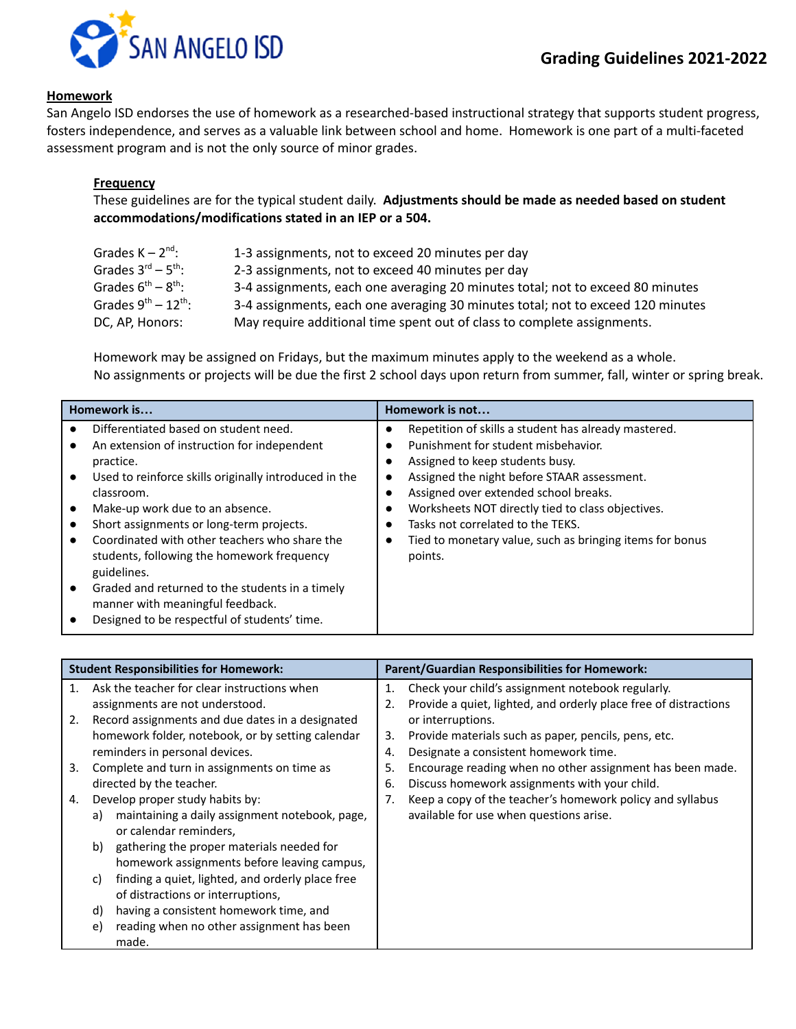# Grading Guidelines 2021-2022

## Homework

San Angelo ISD endorses the use of homework as a researched-based instructional strategy that supports student progress, fosters independence, and serves as a valuable link between school and home. Homework is one part of a multi-faceted assessment program and is not the only source of minor grades.

### Frequency

These guidelines are for the typical student daily. **Adjustments should be made as needed based on student accommodations/modifications stated in an IEP or a 504.**

| | |
|---|---|
| Grades K – 2nd: | 1-3 assignments, not to exceed 20 minutes per day |
| Grades 3rd – 5th: | 2-3 assignments, not to exceed 40 minutes per day |
| Grades 6th – 8th: | 3-4 assignments, each one averaging 20 minutes total; not to exceed 80 minutes |
| Grades 9th – 12th: | 3-4 assignments, each one averaging 30 minutes total; not to exceed 120 minutes |
| DC, AP, Honors: | May require additional time spent out of class to complete assignments. |

Homework may be assigned on Fridays, but the maximum minutes apply to the weekend as a whole.
No assignments or projects will be due the first 2 school days upon return from summer, fall, winter or spring break.

| Homework is… | Homework is not… |
|---|---|
| • Differentiated based on student need.<br>• An extension of instruction for independent practice.<br>• Used to reinforce skills originally introduced in the classroom.<br>• Make-up work due to an absence.<br>• Short assignments or long-term projects.<br>• Coordinated with other teachers who share the students, following the homework frequency guidelines.<br>• Graded and returned to the students in a timely manner with meaningful feedback.<br>• Designed to be respectful of students' time. | • Repetition of skills a student has already mastered.<br>• Punishment for student misbehavior.<br>• Assigned to keep students busy.<br>• Assigned the night before STAAR assessment.<br>• Assigned over extended school breaks.<br>• Worksheets NOT directly tied to class objectives.<br>• Tasks not correlated to the TEKS.<br>• Tied to monetary value, such as bringing items for bonus points. |

| Student Responsibilities for Homework: | Parent/Guardian Responsibilities for Homework: |
|---|---|
| 1. Ask the teacher for clear instructions when assignments are not understood.<br>2. Record assignments and due dates in a designated homework folder, notebook, or by setting calendar reminders in personal devices.<br>3. Complete and turn in assignments on time as directed by the teacher.<br>4. Develop proper study habits by:<br>a) maintaining a daily assignment notebook, page, or calendar reminders,<br>b) gathering the proper materials needed for homework assignments before leaving campus,<br>c) finding a quiet, lighted, and orderly place free of distractions or interruptions,<br>d) having a consistent homework time, and<br>e) reading when no other assignment has been made. | 1. Check your child's assignment notebook regularly.<br>2. Provide a quiet, lighted, and orderly place free of distractions or interruptions.<br>3. Provide materials such as paper, pencils, pens, etc.<br>4. Designate a consistent homework time.<br>5. Encourage reading when no other assignment has been made.<br>6. Discuss homework assignments with your child.<br>7. Keep a copy of the teacher's homework policy and syllabus available for use when questions arise. |